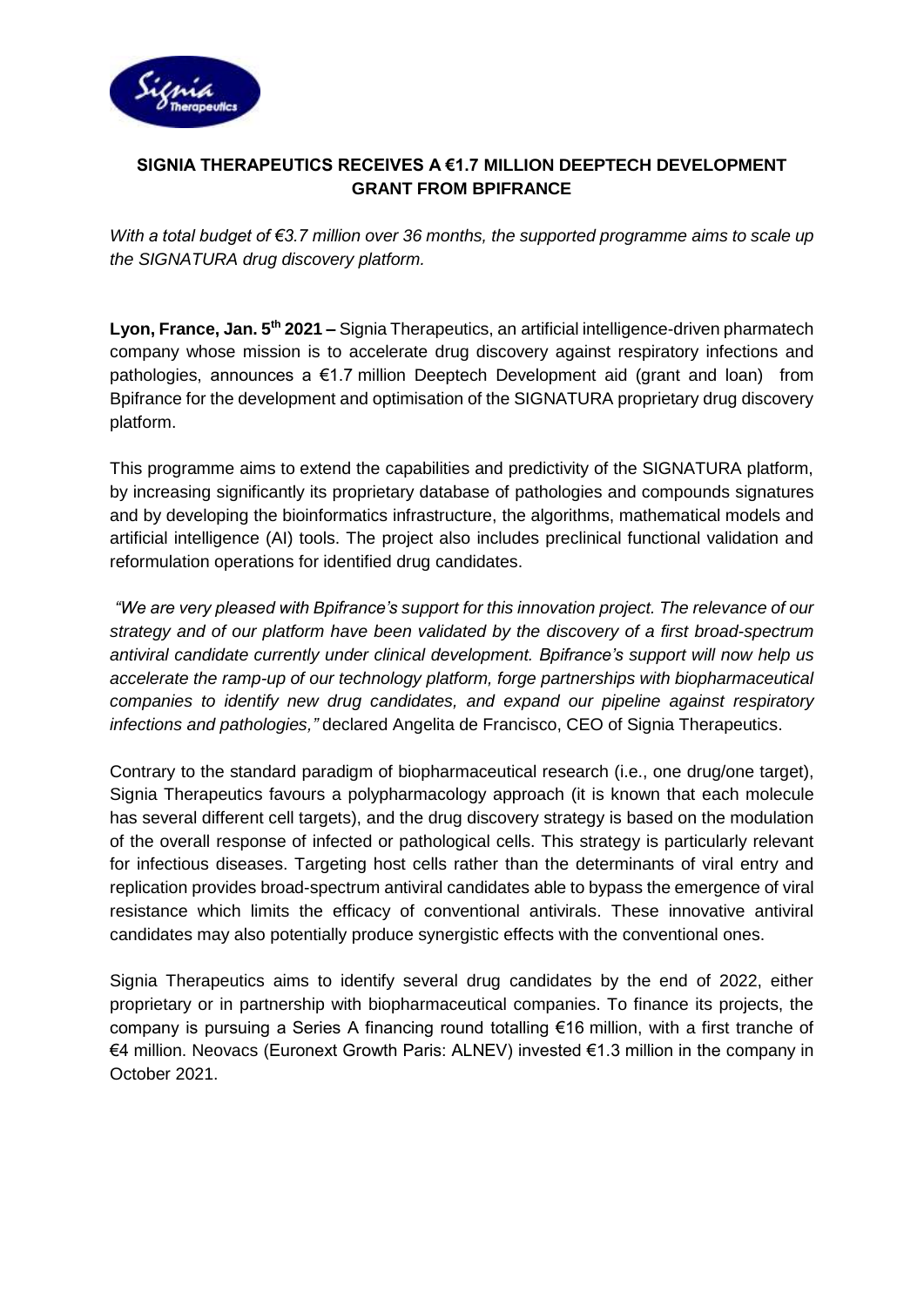## SIGNIA THERAPEUTICS RECEIVES A €1.7 MILLION DEEPTECH DEVELOPMENT GRANT FROM BPIFRANCE

*With a total budget of €3.7 million over 36 months, the supported programme aims to scale up the SIGNATURA drug discovery platform.*

**Lyon, France, Jan. 5th 2021 –** Signia Therapeutics, an artificial intelligence-driven pharmatech company whose mission is to accelerate drug discovery against respiratory infections and pathologies, announces a €1.7 million Deeptech Development aid (grant and loan) from Bpifrance for the development and optimisation of the SIGNATURA proprietary drug discovery platform.

This programme aims to extend the capabilities and predictivity of the SIGNATURA platform, by increasing significantly its proprietary database of pathologies and compounds signatures and by developing the bioinformatics infrastructure, the algorithms, mathematical models and artificial intelligence (AI) tools. The project also includes preclinical functional validation and reformulation operations for identified drug candidates.

*"We are very pleased with Bpifrance's support for this innovation project. The relevance of our strategy and of our platform have been validated by the discovery of a first broad-spectrum antiviral candidate currently under clinical development. Bpifrance's support will now help us accelerate the ramp-up of our technology platform, forge partnerships with biopharmaceutical companies to identify new drug candidates, and expand our pipeline against respiratory infections and pathologies,"* declared Angelita de Francisco, CEO of Signia Therapeutics.

Contrary to the standard paradigm of biopharmaceutical research (i.e., one drug/one target), Signia Therapeutics favours a polypharmacology approach (it is known that each molecule has several different cell targets), and the drug discovery strategy is based on the modulation of the overall response of infected or pathological cells. This strategy is particularly relevant for infectious diseases. Targeting host cells rather than the determinants of viral entry and replication provides broad-spectrum antiviral candidates able to bypass the emergence of viral resistance which limits the efficacy of conventional antivirals. These innovative antiviral candidates may also potentially produce synergistic effects with the conventional ones.

Signia Therapeutics aims to identify several drug candidates by the end of 2022, either proprietary or in partnership with biopharmaceutical companies. To finance its projects, the company is pursuing a Series A financing round totalling €16 million, with a first tranche of €4 million. Neovacs (Euronext Growth Paris: ALNEV) invested €1.3 million in the company in October 2021.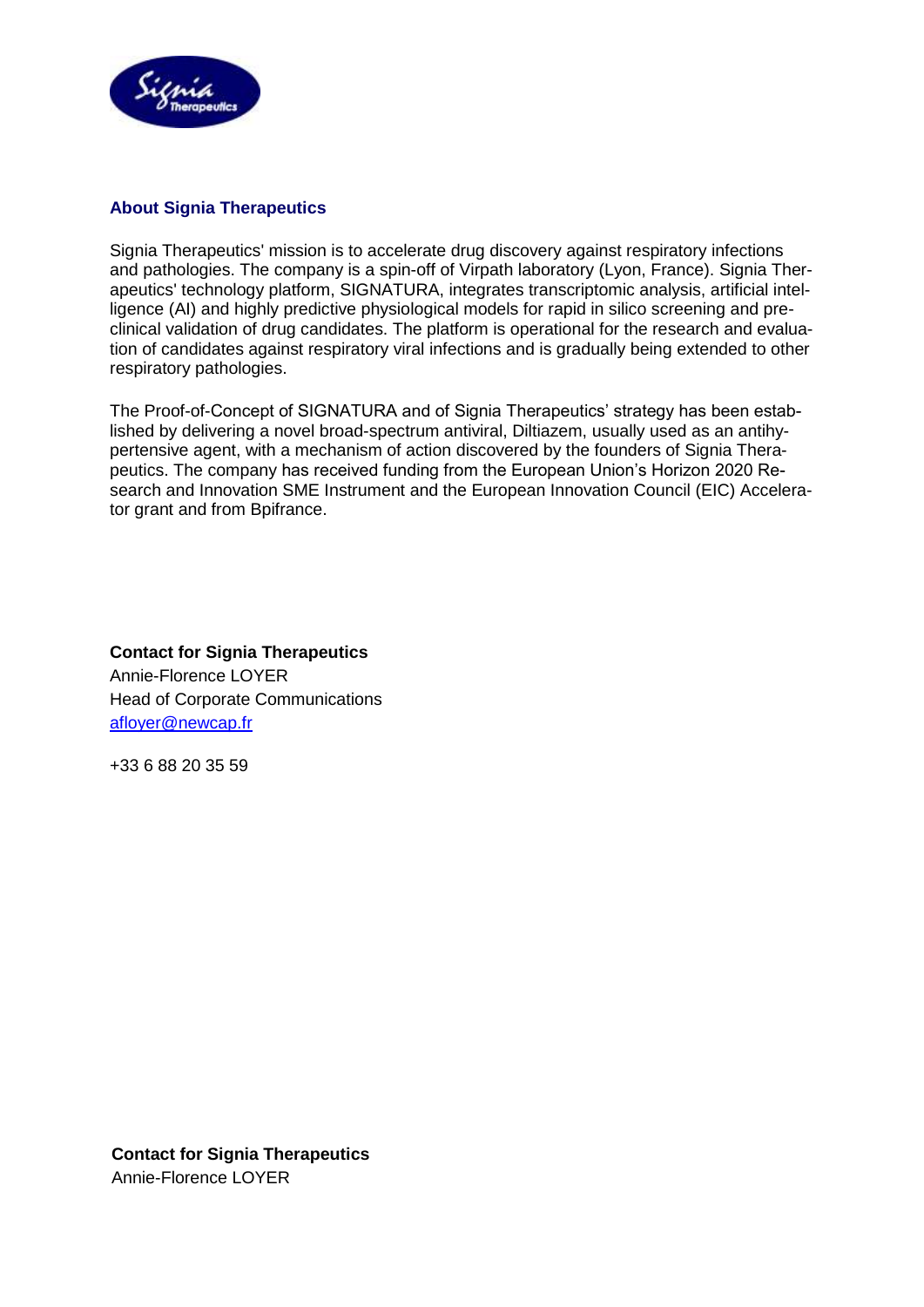## About Signia Therapeutics

Signia Therapeutics' mission is to accelerate drug discovery against respiratory infections and pathologies. The company is a spin-off of Virpath laboratory (Lyon, France). Signia Therapeutics' technology platform, SIGNATURA, integrates transcriptomic analysis, artificial intelligence (AI) and highly predictive physiological models for rapid in silico screening and preclinical validation of drug candidates. The platform is operational for the research and evaluation of candidates against respiratory viral infections and is gradually being extended to other respiratory pathologies.

The Proof-of-Concept of SIGNATURA and of Signia Therapeutics' strategy has been established by delivering a novel broad-spectrum antiviral, Diltiazem, usually used as an antihypertensive agent, with a mechanism of action discovered by the founders of Signia Therapeutics. The company has received funding from the European Union's Horizon 2020 Research and Innovation SME Instrument and the European Innovation Council (EIC) Accelerator grant and from Bpifrance.

**Contact for Signia Therapeutics**
Annie-Florence LOYER
Head of Corporate Communications
afloyer@newcap.fr

+33 6 88 20 35 59

**Contact for Signia Therapeutics**
Annie-Florence LOYER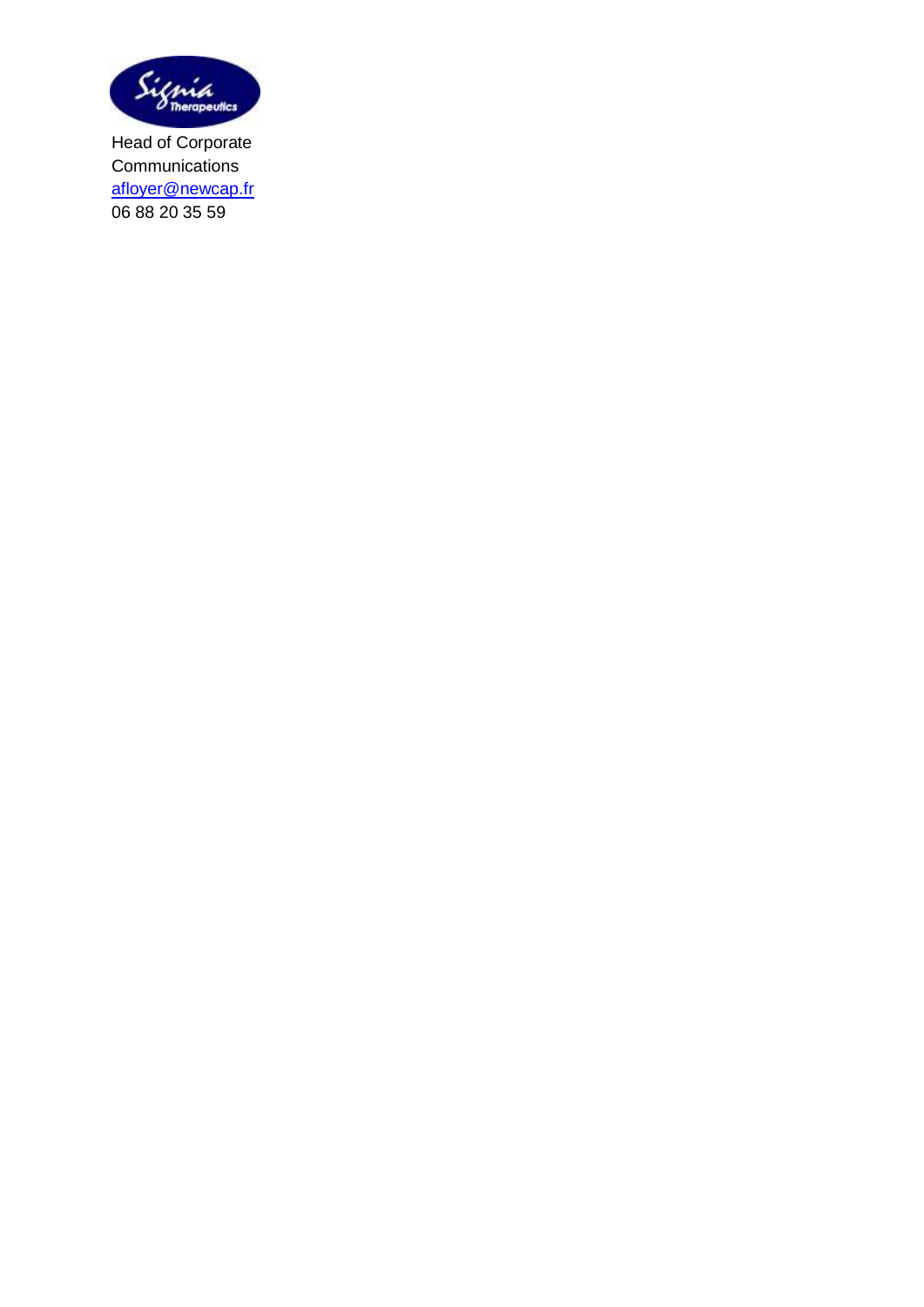Head of Corporate Communications
afloyer@newcap.fr
06 88 20 35 59